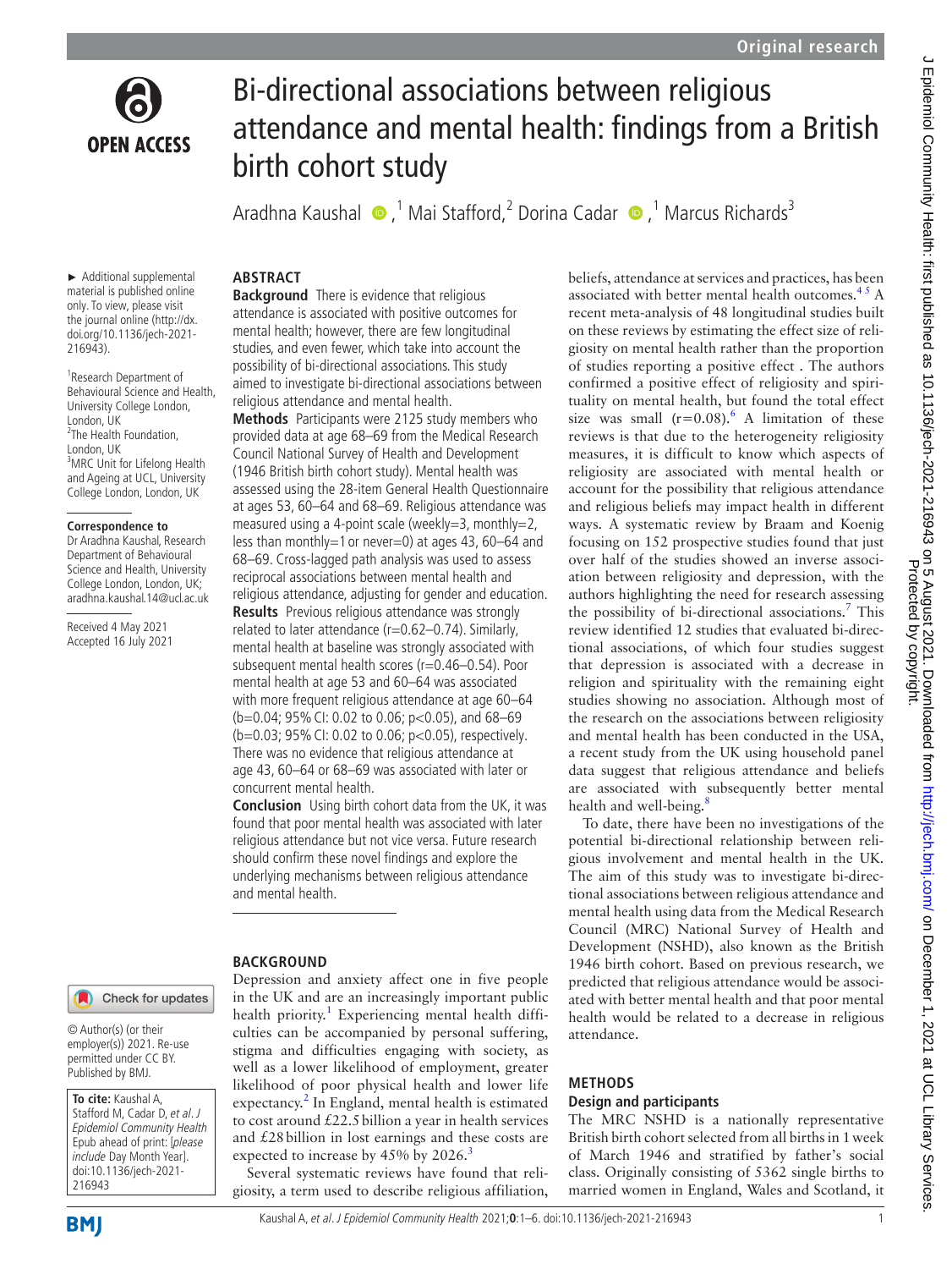# Bi-directional associations between religious attendance and mental health: findings from a British birth cohort study

Aradhna Kaushal [1], Mai Stafford [2], Dorina Cadar [1], Marcus Richards [3]

► Additional supplemental material is published online only. To view, please visit the journal online (http://dx.doi.org/10.1136/jech-2021-216943).

[1] Research Department of Behavioural Science and Health, University College London, London, UK
[2] The Health Foundation, London, UK
[3] MRC Unit for Lifelong Health and Ageing at UCL, University College London, London, UK

**Correspondence to**
Dr Aradhna Kaushal, Research Department of Behavioural Science and Health, University College London, London, UK; aradhna.kaushal.14@ucl.ac.uk

Received 4 May 2021
Accepted 16 July 2021

© Author(s) (or their employer(s)) 2021. Re-use permitted under CC BY. Published by BMJ.

**To cite:** Kaushal A, Stafford M, Cadar D, *et al*. *J Epidemiol Community Health* Epub ahead of print: [*please include* Day Month Year]. doi:10.1136/jech-2021-216943

## ABSTRACT

**Background** There is evidence that religious attendance is associated with positive outcomes for mental health; however, there are few longitudinal studies, and even fewer, which take into account the possibility of bi-directional associations. This study aimed to investigate bi-directional associations between religious attendance and mental health.

**Methods** Participants were 2125 study members who provided data at age 68–69 from the Medical Research Council National Survey of Health and Development (1946 British birth cohort study). Mental health was assessed using the 28-item General Health Questionnaire at ages 53, 60–64 and 68–69. Religious attendance was measured using a 4-point scale (weekly=3, monthly=2, less than monthly=1 or never=0) at ages 43, 60–64 and 68–69. Cross-lagged path analysis was used to assess reciprocal associations between mental health and religious attendance, adjusting for gender and education.

**Results** Previous religious attendance was strongly related to later attendance (r=0.62–0.74). Similarly, mental health at baseline was strongly associated with subsequent mental health scores (r=0.46–0.54). Poor mental health at age 53 and 60–64 was associated with more frequent religious attendance at age 60–64 (b=0.04; 95% CI: 0.02 to 0.06; $p<0.05$), and 68–69 (b=0.03; 95% CI: 0.02 to 0.06; $p<0.05$), respectively. There was no evidence that religious attendance at age 43, 60–64 or 68–69 was associated with later or concurrent mental health.

**Conclusion** Using birth cohort data from the UK, it was found that poor mental health was associated with later religious attendance but not vice versa. Future research should confirm these novel findings and explore the underlying mechanisms between religious attendance and mental health.

## BACKGROUND

Depression and anxiety affect one in five people in the UK and are an increasingly important public health priority.[1] Experiencing mental health difficulties can be accompanied by personal suffering, stigma and difficulties engaging with society, as well as a lower likelihood of employment, greater likelihood of poor physical health and lower life expectancy.[2] In England, mental health is estimated to cost around £22.5 billion a year in health services and £28 billion in lost earnings and these costs are expected to increase by 45% by 2026.[3]

Several systematic reviews have found that religiosity, a term used to describe religious affiliation, beliefs, attendance at services and practices, has been associated with better mental health outcomes.[4,5] A recent meta-analysis of 48 longitudinal studies built on these reviews by estimating the effect size of religiosity on mental health rather than the proportion of studies reporting a positive effect . The authors confirmed a positive effect of religiosity and spirituality on mental health, but found the total effect size was small (r=0.08).[6] A limitation of these reviews is that due to the heterogeneity religiosity measures, it is difficult to know which aspects of religiosity are associated with mental health or account for the possibility that religious attendance and religious beliefs may impact health in different ways. A systematic review by Braam and Koenig focusing on 152 prospective studies found that just over half of the studies showed an inverse association between religiosity and depression, with the authors highlighting the need for research assessing the possibility of bi-directional associations.[7] This review identified 12 studies that evaluated bi-directional associations, of which four studies suggest that depression is associated with a decrease in religion and spirituality with the remaining eight studies showing no association. Although most of the research on the associations between religiosity and mental health has been conducted in the USA, a recent study from the UK using household panel data suggest that religious attendance and beliefs are associated with subsequently better mental health and well-being.[8]

To date, there have been no investigations of the potential bi-directional relationship between religious involvement and mental health in the UK. The aim of this study was to investigate bi-directional associations between religious attendance and mental health using data from the Medical Research Council (MRC) National Survey of Health and Development (NSHD), also known as the British 1946 birth cohort. Based on previous research, we predicted that religious attendance would be associated with better mental health and that poor mental health would be related to a decrease in religious attendance.

## METHODS

### Design and participants

The MRC NSHD is a nationally representative British birth cohort selected from all births in 1 week of March 1946 and stratified by father's social class. Originally consisting of 5362 single births to married women in England, Wales and Scotland, it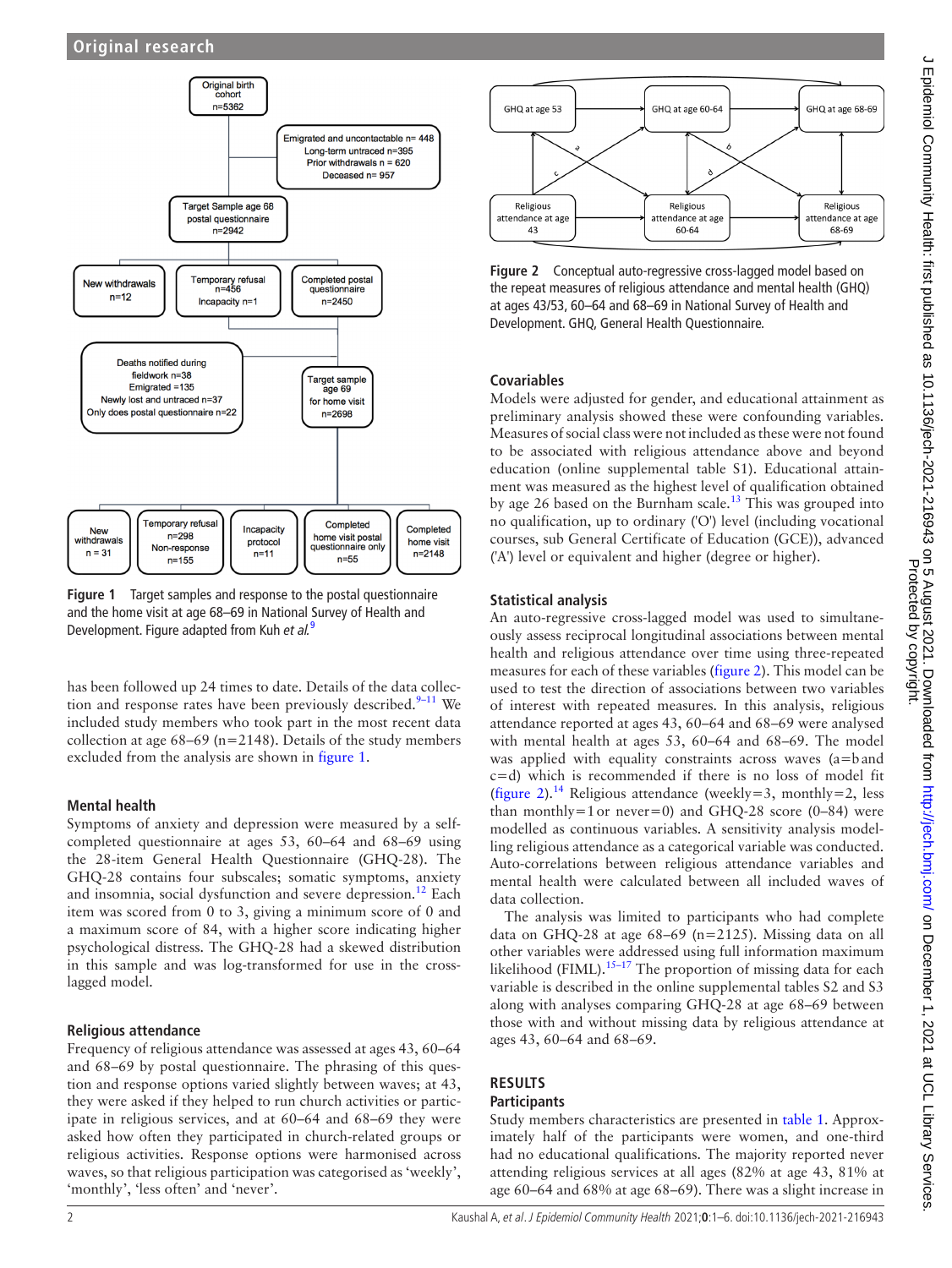Figure 1 Target samples and response to the postal questionnaire and the home visit at age 68–69 in National Survey of Health and Development. Figure adapted from Kuh *et al*.[9]

has been followed up 24 times to date. Details of the data collection and response rates have been previously described.[9–11] We included study members who took part in the most recent data collection at age 68–69 (n=2148). Details of the study members excluded from the analysis are shown in figure 1.

### Mental health

Symptoms of anxiety and depression were measured by a self-completed questionnaire at ages 53, 60–64 and 68–69 using the 28-item General Health Questionnaire (GHQ-28). The GHQ-28 contains four subscales; somatic symptoms, anxiety and insomnia, social dysfunction and severe depression.[12] Each item was scored from 0 to 3, giving a minimum score of 0 and a maximum score of 84, with a higher score indicating higher psychological distress. The GHQ-28 had a skewed distribution in this sample and was log-transformed for use in the cross-lagged model.

### Religious attendance

Frequency of religious attendance was assessed at ages 43, 60–64 and 68–69 by postal questionnaire. The phrasing of this question and response options varied slightly between waves; at 43, they were asked if they helped to run church activities or participate in religious services, and at 60–64 and 68–69 they were asked how often they participated in church-related groups or religious activities. Response options were harmonised across waves, so that religious participation was categorised as 'weekly', 'monthly', 'less often' and 'never'.

Figure 2 Conceptual auto-regressive cross-lagged model based on the repeat measures of religious attendance and mental health (GHQ) at ages 43/53, 60–64 and 68–69 in National Survey of Health and Development. GHQ, General Health Questionnaire.

### Covariables

Models were adjusted for gender, and educational attainment as preliminary analysis showed these were confounding variables. Measures of social class were not included as these were not found to be associated with religious attendance above and beyond education (online supplemental table S1). Educational attainment was measured as the highest level of qualification obtained by age 26 based on the Burnham scale.[13] This was grouped into no qualification, up to ordinary ('O') level (including vocational courses, sub General Certificate of Education (GCE)), advanced ('A') level or equivalent and higher (degree or higher).

### Statistical analysis

An auto-regressive cross-lagged model was used to simultaneously assess reciprocal longitudinal associations between mental health and religious attendance over time using three-repeated measures for each of these variables (figure 2). This model can be used to test the direction of associations between two variables of interest with repeated measures. In this analysis, religious attendance reported at ages 43, 60–64 and 68–69 were analysed with mental health at ages 53, 60–64 and 68–69. The model was applied with equality constraints across waves (a=b and c=d) which is recommended if there is no loss of model fit (figure 2).[14] Religious attendance (weekly=3, monthly=2, less than monthly=1 or never=0) and GHQ-28 score (0–84) were modelled as continuous variables. A sensitivity analysis modelling religious attendance as a categorical variable was conducted. Auto-correlations between religious attendance variables and mental health were calculated between all included waves of data collection.

The analysis was limited to participants who had complete data on GHQ-28 at age 68–69 (n=2125). Missing data on all other variables were addressed using full information maximum likelihood (FIML).[15–17] The proportion of missing data for each variable is described in the online supplemental tables S2 and S3 along with analyses comparing GHQ-28 at age 68–69 between those with and without missing data by religious attendance at ages 43, 60–64 and 68–69.

## RESULTS

### Participants

Study members characteristics are presented in table 1. Approximately half of the participants were women, and one-third had no educational qualifications. The majority reported never attending religious services at all ages (82% at age 43, 81% at age 60–64 and 68% at age 68–69). There was a slight increase in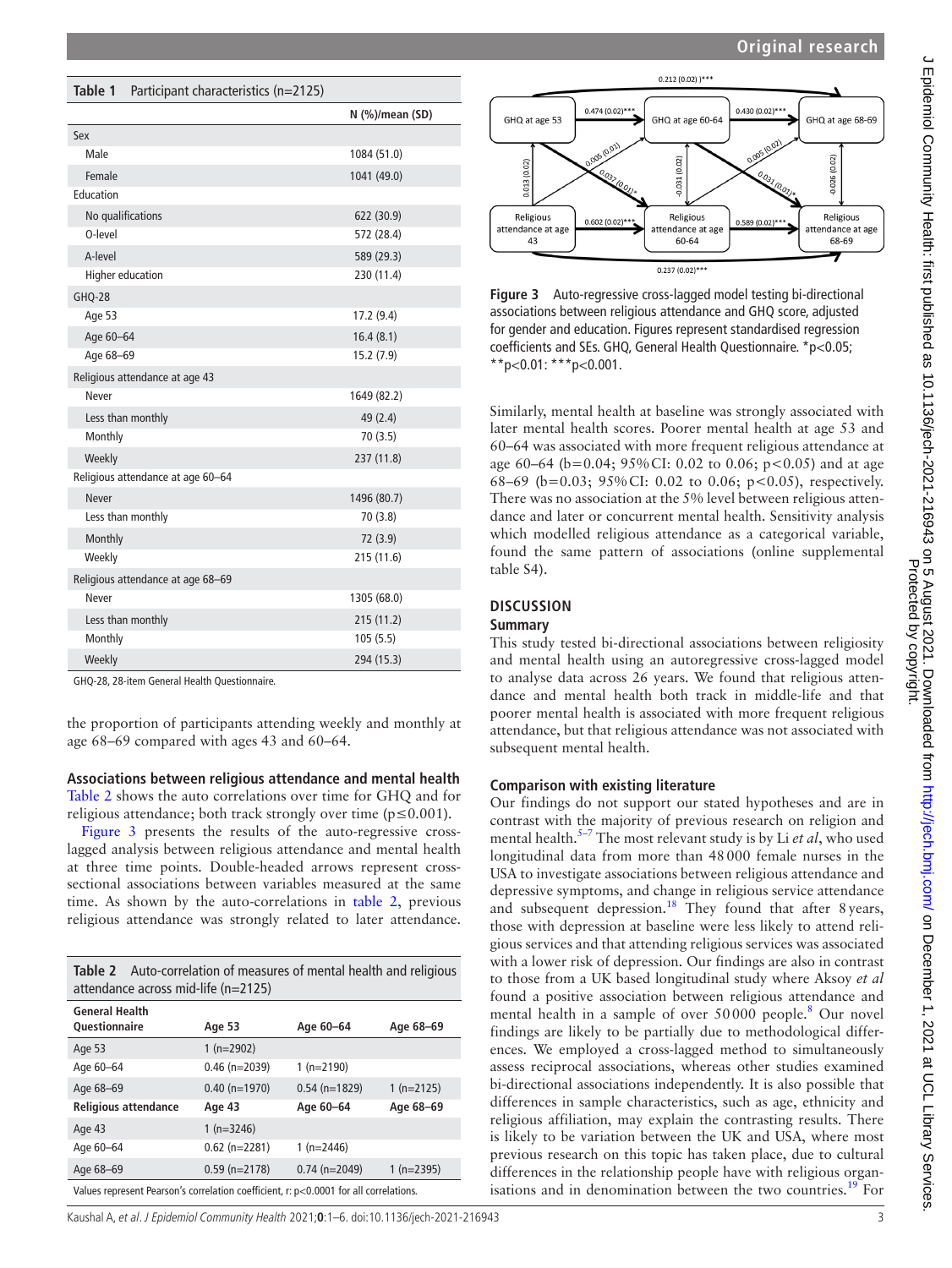**Table 1** Participant characteristics (n=2125)

| | N (%)/mean (SD) |
|---|---|
| Sex | |
| Male | 1084 (51.0) |
| Female | 1041 (49.0) |
| Education | |
| No qualifications | 622 (30.9) |
| O-level | 572 (28.4) |
| A-level | 589 (29.3) |
| Higher education | 230 (11.4) |
| GHQ-28 | |
| Age 53 | 17.2 (9.4) |
| Age 60–64 | 16.4 (8.1) |
| Age 68–69 | 15.2 (7.9) |
| Religious attendance at age 43 | |
| Never | 1649 (82.2) |
| Less than monthly | 49 (2.4) |
| Monthly | 70 (3.5) |
| Weekly | 237 (11.8) |
| Religious attendance at age 60–64 | |
| Never | 1496 (80.7) |
| Less than monthly | 70 (3.8) |
| Monthly | 72 (3.9) |
| Weekly | 215 (11.6) |
| Religious attendance at age 68–69 | |
| Never | 1305 (68.0) |
| Less than monthly | 215 (11.2) |
| Monthly | 105 (5.5) |
| Weekly | 294 (15.3) |

GHQ-28, 28-item General Health Questionnaire.

the proportion of participants attending weekly and monthly at age 68–69 compared with ages 43 and 60–64.

### Associations between religious attendance and mental health

Table 2 shows the auto correlations over time for GHQ and for religious attendance; both track strongly over time ($p \leq 0.001$).

Figure 3 presents the results of the auto-regressive cross-lagged analysis between religious attendance and mental health at three time points. Double-headed arrows represent cross-sectional associations between variables measured at the same time. As shown by the auto-correlations in table 2, previous religious attendance was strongly related to later attendance.

**Table 2** Auto-correlation of measures of mental health and religious attendance across mid-life (n=2125)

| General Health Questionnaire | Age 53 | Age 60–64 | Age 68–69 |
|---|---|---|---|
| Age 53 | 1 (n=2902) | | |
| Age 60–64 | 0.46 (n=2039) | 1 (n=2190) | |
| Age 68–69 | 0.40 (n=1970) | 0.54 (n=1829) | 1 (n=2125) |
| **Religious attendance** | **Age 43** | **Age 60–64** | **Age 68–69** |
| Age 43 | 1 (n=3246) | | |
| Age 60–64 | 0.62 (n=2281) | 1 (n=2446) | |
| Age 68–69 | 0.59 (n=2178) | 0.74 (n=2049) | 1 (n=2395) |

Values represent Pearson's correlation coefficient, r: p<0.0001 for all correlations.

**Figure 3** Auto-regressive cross-lagged model testing bi-directional associations between religious attendance and GHQ score, adjusted for gender and education. Figures represent standardised regression coefficients and SEs. GHQ, General Health Questionnaire. *p<0.05; **p<0.01: ***p<0.001.

Similarly, mental health at baseline was strongly associated with later mental health scores. Poorer mental health at age 53 and 60–64 was associated with more frequent religious attendance at age 60–64 (b=0.04; 95% CI: 0.02 to 0.06; $p<0.05$) and at age 68–69 (b=0.03; 95% CI: 0.02 to 0.06; $p<0.05$), respectively. There was no association at the 5% level between religious attendance and later or concurrent mental health. Sensitivity analysis which modelled religious attendance as a categorical variable, found the same pattern of associations (online supplemental table S4).

## DISCUSSION

### Summary

This study tested bi-directional associations between religiosity and mental health using an autoregressive cross-lagged model to analyse data across 26 years. We found that religious attendance and mental health both track in middle-life and that poorer mental health is associated with more frequent religious attendance, but that religious attendance was not associated with subsequent mental health.

### Comparison with existing literature

Our findings do not support our stated hypotheses and are in contrast with the majority of previous research on religion and mental health.[5–7] The most relevant study is by Li *et al*, who used longitudinal data from more than 48 000 female nurses in the USA to investigate associations between religious attendance and depressive symptoms, and change in religious service attendance and subsequent depression.[18] They found that after 8 years, those with depression at baseline were less likely to attend religious services and that attending religious services was associated with a lower risk of depression. Our findings are also in contrast to those from a UK based longitudinal study where Aksoy *et al* found a positive association between religious attendance and mental health in a sample of over 50 000 people.[8] Our novel findings are likely to be partially due to methodological differences. We employed a cross-lagged method to simultaneously assess reciprocal associations, whereas other studies examined bi-directional associations independently. It is also possible that differences in sample characteristics, such as age, ethnicity and religious affiliation, may explain the contrasting results. There is likely to be variation between the UK and USA, where most previous research on this topic has taken place, due to cultural differences in the relationship people have with religious organisations and in denomination between the two countries.[19] For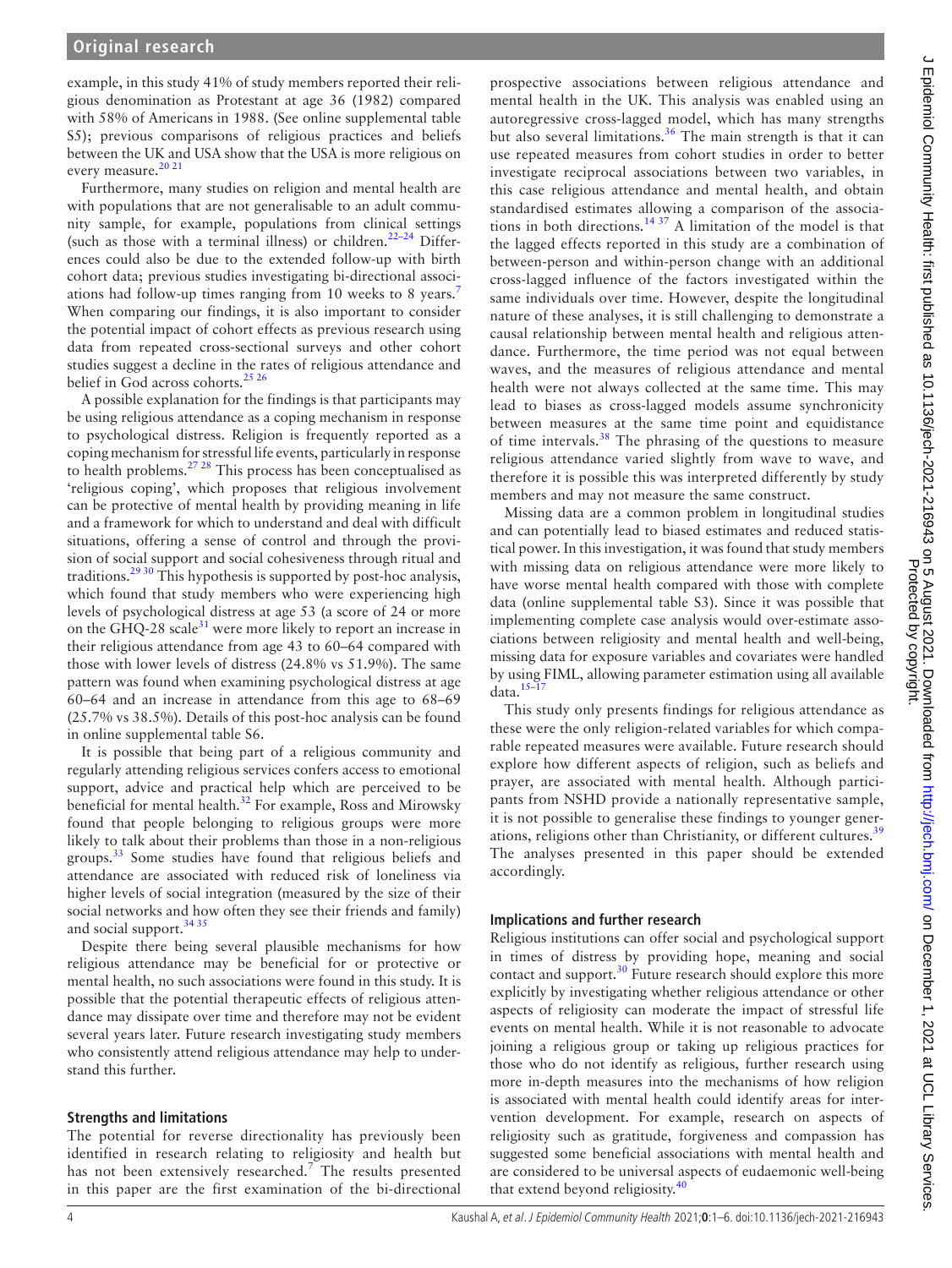example, in this study 41% of study members reported their religious denomination as Protestant at age 36 (1982) compared with 58% of Americans in 1988. (See online supplemental table S5); previous comparisons of religious practices and beliefs between the UK and USA show that the USA is more religious on every measure.[20 21]

Furthermore, many studies on religion and mental health are with populations that are not generalisable to an adult community sample, for example, populations from clinical settings (such as those with a terminal illness) or children.[22–24] Differences could also be due to the extended follow-up with birth cohort data; previous studies investigating bi-directional associations had follow-up times ranging from 10 weeks to 8 years.[7] When comparing our findings, it is also important to consider the potential impact of cohort effects as previous research using data from repeated cross-sectional surveys and other cohort studies suggest a decline in the rates of religious attendance and belief in God across cohorts.[25 26]

A possible explanation for the findings is that participants may be using religious attendance as a coping mechanism in response to psychological distress. Religion is frequently reported as a coping mechanism for stressful life events, particularly in response to health problems.[27 28] This process has been conceptualised as 'religious coping', which proposes that religious involvement can be protective of mental health by providing meaning in life and a framework for which to understand and deal with difficult situations, offering a sense of control and through the provision of social support and social cohesiveness through ritual and traditions.[29 30] This hypothesis is supported by post-hoc analysis, which found that study members who were experiencing high levels of psychological distress at age 53 (a score of 24 or more on the GHQ-28 scale[31] were more likely to report an increase in their religious attendance from age 43 to 60–64 compared with those with lower levels of distress (24.8% vs 51.9%). The same pattern was found when examining psychological distress at age 60–64 and an increase in attendance from this age to 68–69 (25.7% vs 38.5%). Details of this post-hoc analysis can be found in online supplemental table S6.

It is possible that being part of a religious community and regularly attending religious services confers access to emotional support, advice and practical help which are perceived to be beneficial for mental health.[32] For example, Ross and Mirowsky found that people belonging to religious groups were more likely to talk about their problems than those in a non-religious groups.[33] Some studies have found that religious beliefs and attendance are associated with reduced risk of loneliness via higher levels of social integration (measured by the size of their social networks and how often they see their friends and family) and social support.[34 35]

Despite there being several plausible mechanisms for how religious attendance may be beneficial for or protective or mental health, no such associations were found in this study. It is possible that the potential therapeutic effects of religious attendance may dissipate over time and therefore may not be evident several years later. Future research investigating study members who consistently attend religious attendance may help to understand this further.

### Strengths and limitations

The potential for reverse directionality has previously been identified in research relating to religiosity and health but has not been extensively researched.[7] The results presented in this paper are the first examination of the bi-directional prospective associations between religious attendance and mental health in the UK. This analysis was enabled using an autoregressive cross-lagged model, which has many strengths but also several limitations.[36] The main strength is that it can use repeated measures from cohort studies in order to better investigate reciprocal associations between two variables, in this case religious attendance and mental health, and obtain standardised estimates allowing a comparison of the associations in both directions.[14 37] A limitation of the model is that the lagged effects reported in this study are a combination of between-person and within-person change with an additional cross-lagged influence of the factors investigated within the same individuals over time. However, despite the longitudinal nature of these analyses, it is still challenging to demonstrate a causal relationship between mental health and religious attendance. Furthermore, the time period was not equal between waves, and the measures of religious attendance and mental health were not always collected at the same time. This may lead to biases as cross-lagged models assume synchronicity between measures at the same time point and equidistance of time intervals.[38] The phrasing of the questions to measure religious attendance varied slightly from wave to wave, and therefore it is possible this was interpreted differently by study members and may not measure the same construct.

Missing data are a common problem in longitudinal studies and can potentially lead to biased estimates and reduced statistical power. In this investigation, it was found that study members with missing data on religious attendance were more likely to have worse mental health compared with those with complete data (online supplemental table S3). Since it was possible that implementing complete case analysis would over-estimate associations between religiosity and mental health and well-being, missing data for exposure variables and covariates were handled by using FIML, allowing parameter estimation using all available data.[15–17]

This study only presents findings for religious attendance as these were the only religion-related variables for which comparable repeated measures were available. Future research should explore how different aspects of religion, such as beliefs and prayer, are associated with mental health. Although participants from NSHD provide a nationally representative sample, it is not possible to generalise these findings to younger generations, religions other than Christianity, or different cultures.[39] The analyses presented in this paper should be extended accordingly.

### Implications and further research

Religious institutions can offer social and psychological support in times of distress by providing hope, meaning and social contact and support.[30] Future research should explore this more explicitly by investigating whether religious attendance or other aspects of religiosity can moderate the impact of stressful life events on mental health. While it is not reasonable to advocate joining a religious group or taking up religious practices for those who do not identify as religious, further research using more in-depth measures into the mechanisms of how religion is associated with mental health could identify areas for intervention development. For example, research on aspects of religiosity such as gratitude, forgiveness and compassion has suggested some beneficial associations with mental health and are considered to be universal aspects of eudaemonic well-being that extend beyond religiosity.[40]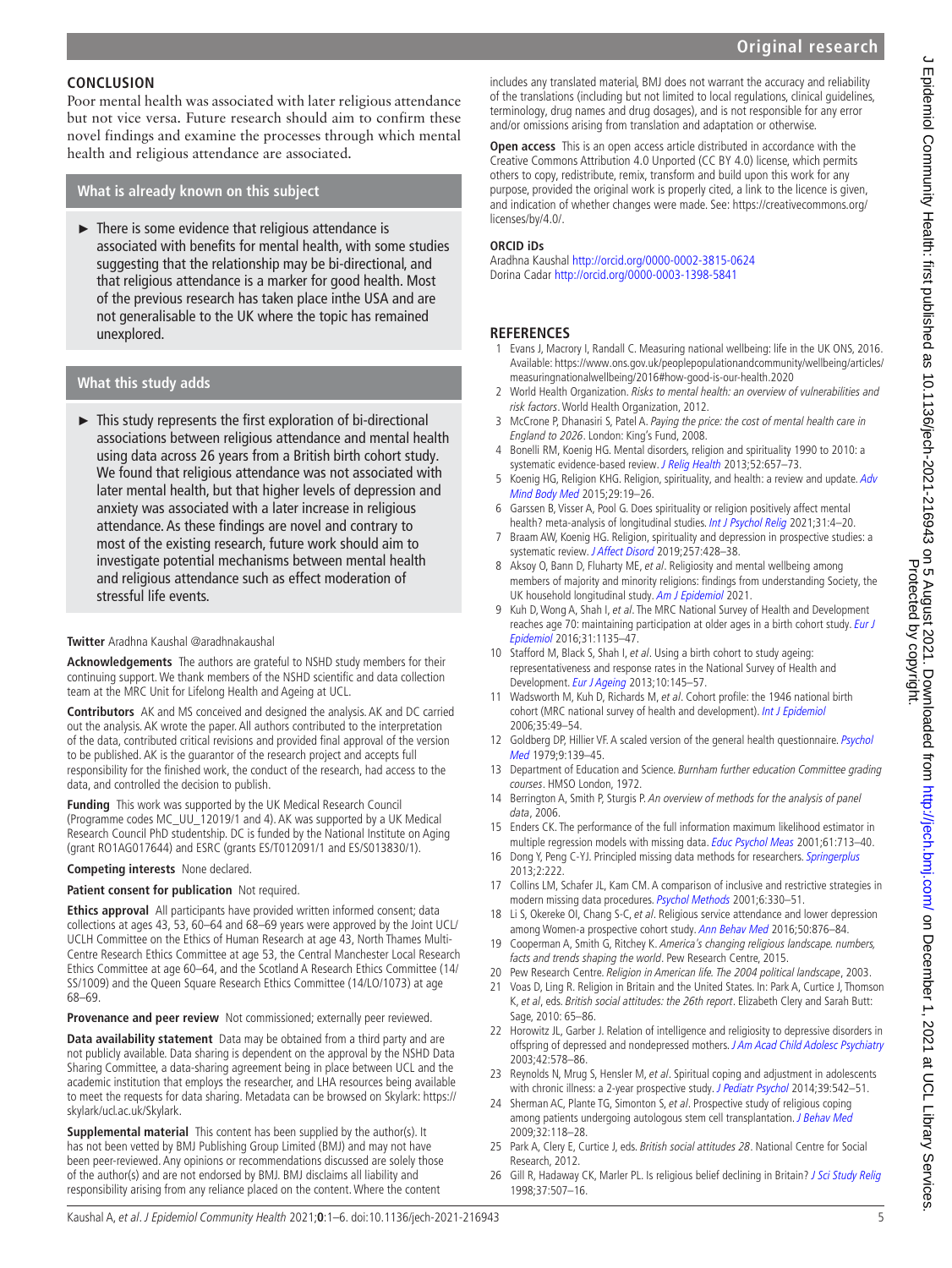## CONCLUSION

Poor mental health was associated with later religious attendance but not vice versa. Future research should aim to confirm these novel findings and examine the processes through which mental health and religious attendance are associated.

### What is already known on this subject

- There is some evidence that religious attendance is associated with benefits for mental health, with some studies suggesting that the relationship may be bi-directional, and that religious attendance is a marker for good health. Most of the previous research has taken place inthe USA and are not generalisable to the UK where the topic has remained unexplored.

### What this study adds

- This study represents the first exploration of bi-directional associations between religious attendance and mental health using data across 26 years from a British birth cohort study. We found that religious attendance was not associated with later mental health, but that higher levels of depression and anxiety was associated with a later increase in religious attendance. As these findings are novel and contrary to most of the existing research, future work should aim to investigate potential mechanisms between mental health and religious attendance such as effect moderation of stressful life events.

**Twitter** Aradhna Kaushal @aradhnakaushal

**Acknowledgements** The authors are grateful to NSHD study members for their continuing support. We thank members of the NSHD scientific and data collection team at the MRC Unit for Lifelong Health and Ageing at UCL.

**Contributors** AK and MS conceived and designed the analysis. AK and DC carried out the analysis. AK wrote the paper. All authors contributed to the interpretation of the data, contributed critical revisions and provided final approval of the version to be published. AK is the guarantor of the research project and accepts full responsibility for the finished work, the conduct of the research, had access to the data, and controlled the decision to publish.

**Funding** This work was supported by the UK Medical Research Council (Programme codes MC_UU_12019/1 and 4). AK was supported by a UK Medical Research Council PhD studentship. DC is funded by the National Institute on Aging (grant RO1AG017644) and ESRC (grants ES/T012091/1 and ES/S013830/1).

**Competing interests** None declared.

**Patient consent for publication** Not required.

**Ethics approval** All participants have provided written informed consent; data collections at ages 43, 53, 60–64 and 68–69 years were approved by the Joint UCL/UCLH Committee on the Ethics of Human Research at age 43, North Thames Multi-Centre Research Ethics Committee at age 53, the Central Manchester Local Research Ethics Committee at age 60–64, and the Scotland A Research Ethics Committee (14/SS/1009) and the Queen Square Research Ethics Committee (14/LO/1073) at age 68–69.

**Provenance and peer review** Not commissioned; externally peer reviewed.

**Data availability statement** Data may be obtained from a third party and are not publicly available. Data sharing is dependent on the approval by the NSHD Data Sharing Committee, a data-sharing agreement being in place between UCL and the academic institution that employs the researcher, and LHA resources being available to meet the requests for data sharing. Metadata can be browsed on Skylark: https://skylark/ucl.ac.uk/Skylark.

**Supplemental material** This content has been supplied by the author(s). It has not been vetted by BMJ Publishing Group Limited (BMJ) and may not have been peer-reviewed. Any opinions or recommendations discussed are solely those of the author(s) and are not endorsed by BMJ. BMJ disclaims all liability and responsibility arising from any reliance placed on the content. Where the content includes any translated material, BMJ does not warrant the accuracy and reliability of the translations (including but not limited to local regulations, clinical guidelines, terminology, drug names and drug dosages), and is not responsible for any error and/or omissions arising from translation and adaptation or otherwise.

**Open access** This is an open access article distributed in accordance with the Creative Commons Attribution 4.0 Unported (CC BY 4.0) license, which permits others to copy, redistribute, remix, transform and build upon this work for any purpose, provided the original work is properly cited, a link to the licence is given, and indication of whether changes were made. See: https://creativecommons.org/licenses/by/4.0/.

**ORCID iDs**

Aradhna Kaushal http://orcid.org/0000-0002-3815-0624
Dorina Cadar http://orcid.org/0000-0003-1398-5841

## REFERENCES

1. Evans J, Macrory I, Randall C. Measuring national wellbeing: life in the UK ONS, 2016. Available: https://www.ons.gov.uk/peoplepopulationandcommunity/wellbeing/articles/measuringnationalwellbeing/2016#how-good-is-our-health.2020
2. World Health Organization. *Risks to mental health: an overview of vulnerabilities and risk factors*. World Health Organization, 2012.
3. McCrone P, Dhanasiri S, Patel A. *Paying the price: the cost of mental health care in England to 2026*. London: King's Fund, 2008.
4. Bonelli RM, Koenig HG. Mental disorders, religion and spirituality 1990 to 2010: a systematic evidence-based review. *J Relig Health* 2013;52:657–73.
5. Koenig HG, Religion KHG. Religion, spirituality, and health: a review and update. *Adv Mind Body Med* 2015;29:19–26.
6. Garssen B, Visser A, Pool G. Does spirituality or religion positively affect mental health? meta-analysis of longitudinal studies. *Int J Psychol Relig* 2021;31:4–20.
7. Braam AW, Koenig HG. Religion, spirituality and depression in prospective studies: a systematic review. *J Affect Disord* 2019;257:428–38.
8. Aksoy O, Bann D, Fluharty ME, *et al*. Religiosity and mental wellbeing among members of majority and minority religions: findings from understanding Society, the UK household longitudinal study. *Am J Epidemiol* 2021.
9. Kuh D, Wong A, Shah I, *et al*. The MRC National Survey of Health and Development reaches age 70: maintaining participation at older ages in a birth cohort study. *Eur J Epidemiol* 2016;31:1135–47.
10. Stafford M, Black S, Shah I, *et al*. Using a birth cohort to study ageing: representativeness and response rates in the National Survey of Health and Development. *Eur J Ageing* 2013;10:145–57.
11. Wadsworth M, Kuh D, Richards M, *et al*. Cohort profile: the 1946 national birth cohort (MRC national survey of health and development). *Int J Epidemiol* 2006;35:49–54.
12. Goldberg DP, Hillier VF. A scaled version of the general health questionnaire. *Psychol Med* 1979;9:139–45.
13. Department of Education and Science. *Burnham further education Committee grading courses*. HMSO London, 1972.
14. Berrington A, Smith P, Sturgis P. *An overview of methods for the analysis of panel data*, 2006.
15. Enders CK. The performance of the full information maximum likelihood estimator in multiple regression models with missing data. *Educ Psychol Meas* 2001;61:713–40.
16. Dong Y, Peng C-YJ. Principled missing data methods for researchers. *Springerplus* 2013;2:222.
17. Collins LM, Schafer JL, Kam CM. A comparison of inclusive and restrictive strategies in modern missing data procedures. *Psychol Methods* 2001;6:330–51.
18. Li S, Okereke OI, Chang S-C, *et al*. Religious service attendance and lower depression among Women-a prospective cohort study. *Ann Behav Med* 2016;50:876–84.
19. Cooperman A, Smith G, Ritchey K. *America's changing religious landscape. numbers, facts and trends shaping the world*. Pew Research Centre, 2015.
20. Pew Research Centre. *Religion in American life. The 2004 political landscape*, 2003.
21. Voas D, Ling R. Religion in Britain and the United States. In: Park A, Curtice J, Thomson K, *et al*, eds. *British social attitudes: the 26th report*. Elizabeth Clery and Sarah Butt: Sage, 2010: 65–86.
22. Horowitz JL, Garber J. Relation of intelligence and religiosity to depressive disorders in offspring of depressed and nondepressed mothers. *J Am Acad Child Adolesc Psychiatry* 2003;42:578–86.
23. Reynolds N, Mrug S, Hensler M, *et al*. Spiritual coping and adjustment in adolescents with chronic illness: a 2-year prospective study. *J Pediatr Psychol* 2014;39:542–51.
24. Sherman AC, Plante TG, Simonton S, *et al*. Prospective study of religious coping among patients undergoing autologous stem cell transplantation. *J Behav Med* 2009;32:118–28.
25. Park A, Clery E, Curtice J, eds. *British social attitudes 28*. National Centre for Social Research, 2012.
26. Gill R, Hadaway CK, Marler PL. Is religious belief declining in Britain? *J Sci Study Relig* 1998;37:507–16.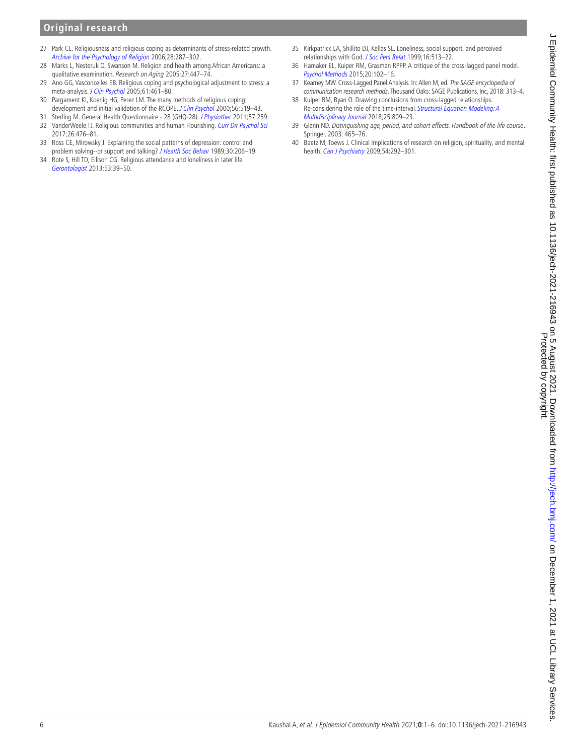27 Park CL. Religiousness and religious coping as determinants of stress-related growth. *Archive for the Psychology of Religion* 2006;28:287–302.

28 Marks L, Nesteruk O, Swanson M. Religion and health among African Americans: a qualitative examination. *Research on Aging* 2005;27:447–74.

29 Ano GG, Vasconcelles EB. Religious coping and psychological adjustment to stress: a meta-analysis. *J Clin Psychol* 2005;61:461–80.

30 Pargament KI, Koenig HG, Perez LM. The many methods of religious coping: development and initial validation of the RCOPE. *J Clin Psychol* 2000;56:519–43.

31 Sterling M. General Health Questionnaire - 28 (GHQ-28). *J Physiother* 2011;57:259.

32 VanderWeele TJ. Religious communities and human Flourishing. *Curr Dir Psychol Sci* 2017;26:476–81.

33 Ross CE, Mirowsky J. Explaining the social patterns of depression: control and problem solving--or support and talking? *J Health Soc Behav* 1989;30:206–19.

34 Rote S, Hill TD, Ellison CG. Religious attendance and loneliness in later life. *Gerontologist* 2013;53:39–50.

35 Kirkpatrick LA, Shillito DJ, Kellas SL. Loneliness, social support, and perceived relationships with God. *J Soc Pers Relat* 1999;16:513–22.

36 Hamaker EL, Kuiper RM, Grasman RPPP. A critique of the cross-lagged panel model. *Psychol Methods* 2015;20:102–16.

37 Kearney MW. Cross-Lagged Panel Analysis. In: Allen M, ed. *The SAGE encyclopedia of communication research methods*. Thousand Oaks: SAGE Publications, Inc, 2018: 313–4.

38 Kuiper RM, Ryan O. Drawing conclusions from cross-lagged relationships: Re-considering the role of the time-interval. *Structural Equation Modeling: A Multidisciplinary Journal* 2018;25:809–23.

39 Glenn ND. *Distinguishing age, period, and cohort effects. Handbook of the life course*. Springer, 2003: 465–76.

40 Baetz M, Toews J. Clinical implications of research on religion, spirituality, and mental health. *Can J Psychiatry* 2009;54:292–301.